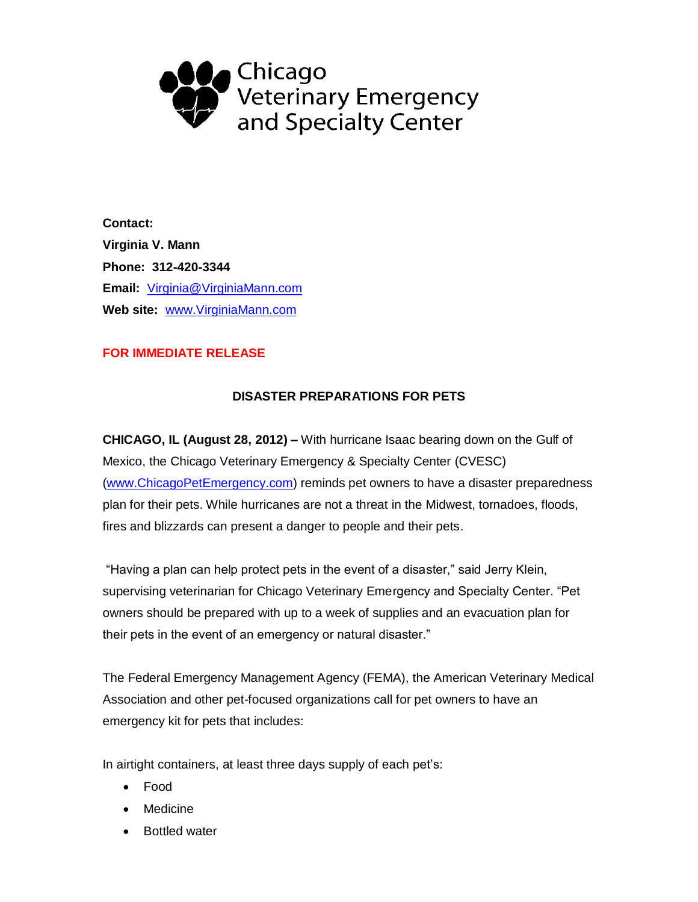Chicago Veterinary Emergency and Specialty Center

**Contact:**
**Virginia V. Mann**
**Phone: 312-420-3344**
**Email:** Virginia@VirginiaMann.com
**Web site:** www.VirginiaMann.com

**FOR IMMEDIATE RELEASE**

## DISASTER PREPARATIONS FOR PETS

**CHICAGO, IL (August 28, 2012) –** With hurricane Isaac bearing down on the Gulf of Mexico, the Chicago Veterinary Emergency & Specialty Center (CVESC) (www.ChicagoPetEmergency.com) reminds pet owners to have a disaster preparedness plan for their pets. While hurricanes are not a threat in the Midwest, tornadoes, floods, fires and blizzards can present a danger to people and their pets.

"Having a plan can help protect pets in the event of a disaster," said Jerry Klein, supervising veterinarian for Chicago Veterinary Emergency and Specialty Center. "Pet owners should be prepared with up to a week of supplies and an evacuation plan for their pets in the event of an emergency or natural disaster."

The Federal Emergency Management Agency (FEMA), the American Veterinary Medical Association and other pet-focused organizations call for pet owners to have an emergency kit for pets that includes:

In airtight containers, at least three days supply of each pet's:

- Food
- Medicine
- Bottled water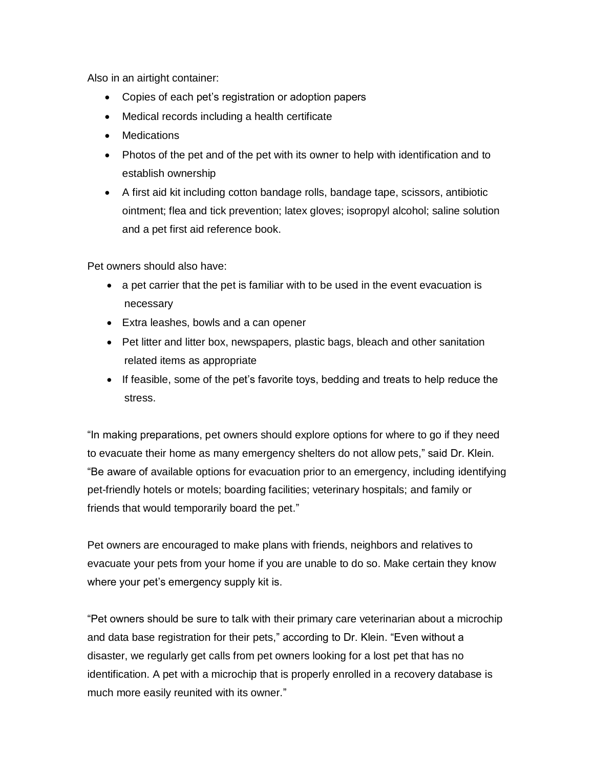Also in an airtight container:

- Copies of each pet's registration or adoption papers
- Medical records including a health certificate
- Medications
- Photos of the pet and of the pet with its owner to help with identification and to establish ownership
- A first aid kit including cotton bandage rolls, bandage tape, scissors, antibiotic ointment; flea and tick prevention; latex gloves; isopropyl alcohol; saline solution and a pet first aid reference book.

Pet owners should also have:

- a pet carrier that the pet is familiar with to be used in the event evacuation is necessary
- Extra leashes, bowls and a can opener
- Pet litter and litter box, newspapers, plastic bags, bleach and other sanitation related items as appropriate
- If feasible, some of the pet's favorite toys, bedding and treats to help reduce the stress.

"In making preparations, pet owners should explore options for where to go if they need to evacuate their home as many emergency shelters do not allow pets," said Dr. Klein. "Be aware of available options for evacuation prior to an emergency, including identifying pet-friendly hotels or motels; boarding facilities; veterinary hospitals; and family or friends that would temporarily board the pet."

Pet owners are encouraged to make plans with friends, neighbors and relatives to evacuate your pets from your home if you are unable to do so. Make certain they know where your pet's emergency supply kit is.

"Pet owners should be sure to talk with their primary care veterinarian about a microchip and data base registration for their pets," according to Dr. Klein. "Even without a disaster, we regularly get calls from pet owners looking for a lost pet that has no identification. A pet with a microchip that is properly enrolled in a recovery database is much more easily reunited with its owner."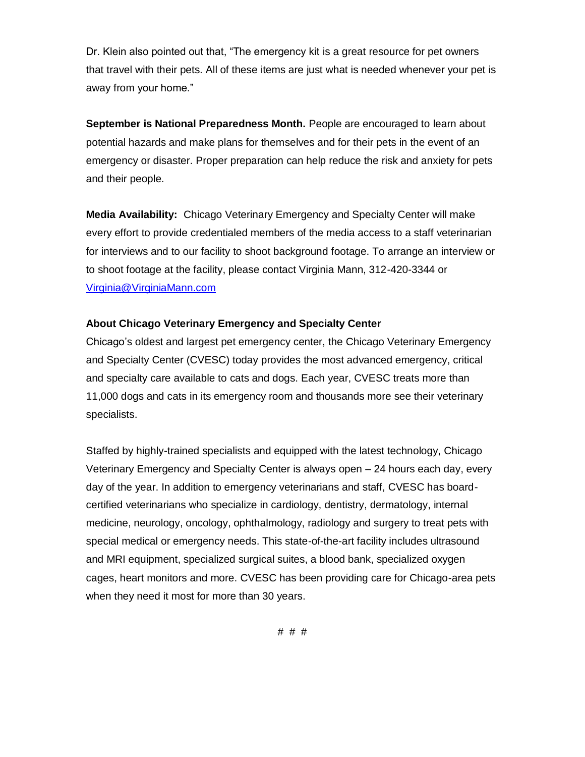Dr. Klein also pointed out that, "The emergency kit is a great resource for pet owners that travel with their pets. All of these items are just what is needed whenever your pet is away from your home."

**September is National Preparedness Month.** People are encouraged to learn about potential hazards and make plans for themselves and for their pets in the event of an emergency or disaster. Proper preparation can help reduce the risk and anxiety for pets and their people.

**Media Availability:** Chicago Veterinary Emergency and Specialty Center will make every effort to provide credentialed members of the media access to a staff veterinarian for interviews and to our facility to shoot background footage. To arrange an interview or to shoot footage at the facility, please contact Virginia Mann, 312-420-3344 or Virginia@VirginiaMann.com

**About Chicago Veterinary Emergency and Specialty Center**

Chicago's oldest and largest pet emergency center, the Chicago Veterinary Emergency and Specialty Center (CVESC) today provides the most advanced emergency, critical and specialty care available to cats and dogs. Each year, CVESC treats more than 11,000 dogs and cats in its emergency room and thousands more see their veterinary specialists.

Staffed by highly-trained specialists and equipped with the latest technology, Chicago Veterinary Emergency and Specialty Center is always open – 24 hours each day, every day of the year. In addition to emergency veterinarians and staff, CVESC has board-certified veterinarians who specialize in cardiology, dentistry, dermatology, internal medicine, neurology, oncology, ophthalmology, radiology and surgery to treat pets with special medical or emergency needs. This state-of-the-art facility includes ultrasound and MRI equipment, specialized surgical suites, a blood bank, specialized oxygen cages, heart monitors and more. CVESC has been providing care for Chicago-area pets when they need it most for more than 30 years.

# # #